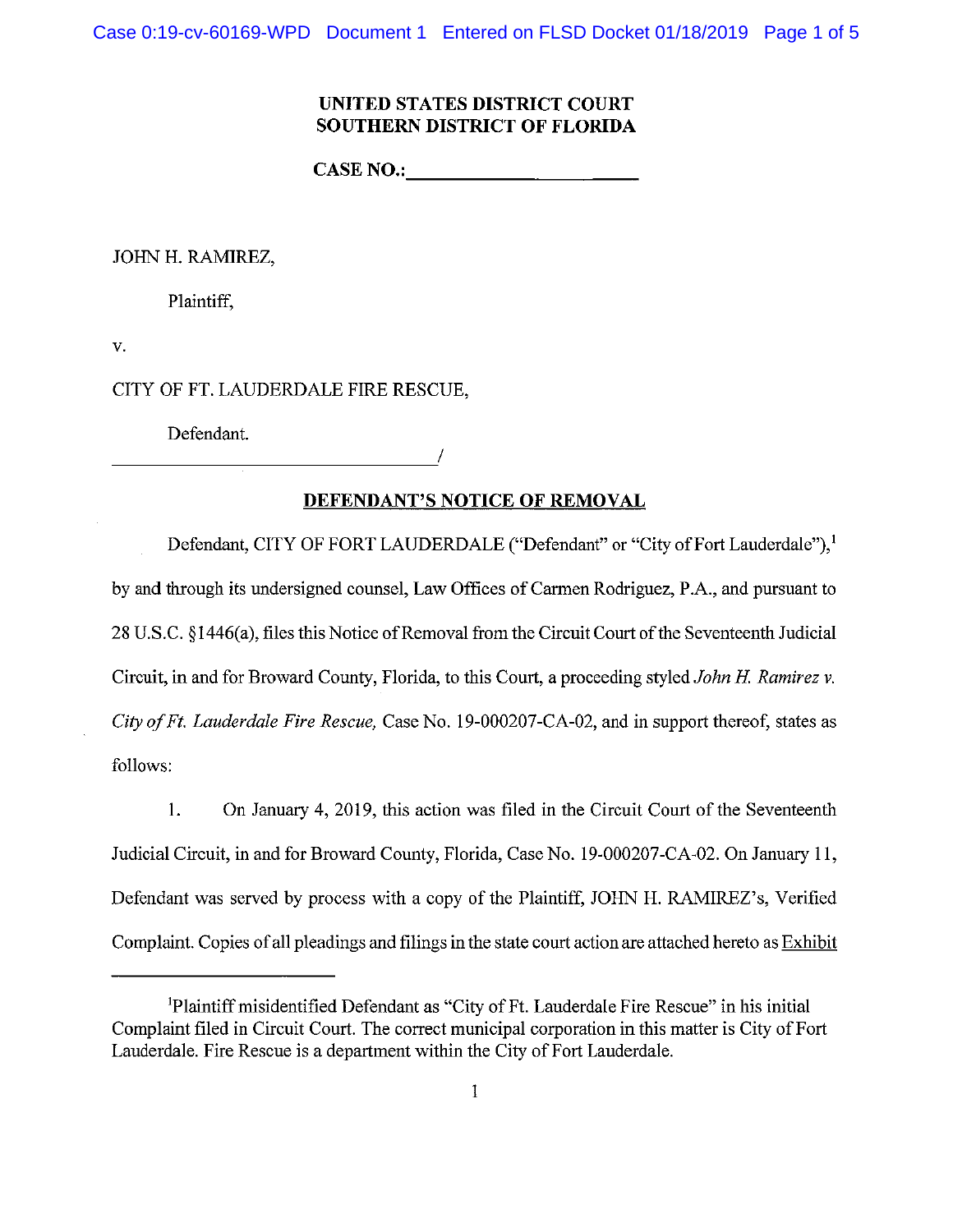**UNITED STATES DISTRICT COURT**
**SOUTHERN DISTRICT OF FLORIDA**

**CASE NO.:**\_\_\_\_\_\_\_\_\_\_\_\_\_\_\_\_\_\_\_\_\_\_

JOHN H. RAMIREZ,

Plaintiff,

v.

CITY OF FT. LAUDERDALE FIRE RESCUE,

Defendant.

\_\_\_\_\_\_\_\_\_\_\_\_\_\_\_\_\_\_\_\_\_\_\_\_\_\_\_\_\_\_\_\_\_\_\_\_/

## DEFENDANT'S NOTICE OF REMOVAL

Defendant, CITY OF FORT LAUDERDALE ("Defendant" or "City of Fort Lauderdale"),[1] by and through its undersigned counsel, Law Offices of Carmen Rodriguez, P.A., and pursuant to 28 U.S.C. §1446(a), files this Notice of Removal from the Circuit Court of the Seventeenth Judicial Circuit, in and for Broward County, Florida, to this Court, a proceeding styled *John H. Ramirez v. City of Ft. Lauderdale Fire Rescue,* Case No. 19-000207-CA-02, and in support thereof, states as follows:

1. On January 4, 2019, this action was filed in the Circuit Court of the Seventeenth Judicial Circuit, in and for Broward County, Florida, Case No. 19-000207-CA-02. On January 11, Defendant was served by process with a copy of the Plaintiff, JOHN H. RAMIREZ's, Verified Complaint. Copies of all pleadings and filings in the state court action are attached hereto as Exhibit

---

[1]Plaintiff misidentified Defendant as "City of Ft. Lauderdale Fire Rescue" in his initial Complaint filed in Circuit Court. The correct municipal corporation in this matter is City of Fort Lauderdale. Fire Rescue is a department within the City of Fort Lauderdale.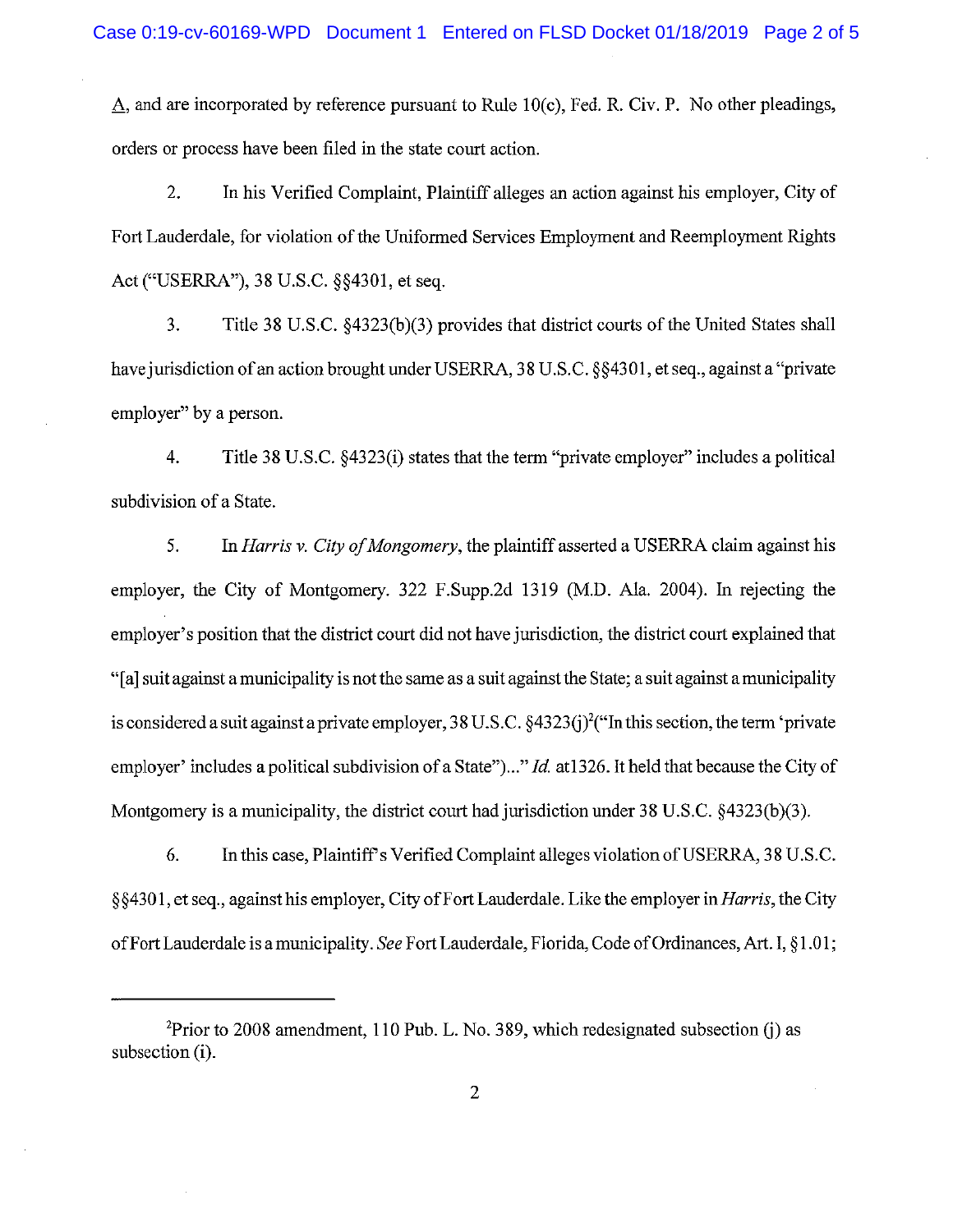A, and are incorporated by reference pursuant to Rule 10(c), Fed. R. Civ. P. No other pleadings, orders or process have been filed in the state court action.

2. In his Verified Complaint, Plaintiff alleges an action against his employer, City of Fort Lauderdale, for violation of the Uniformed Services Employment and Reemployment Rights Act ("USERRA"), 38 U.S.C. §§4301, et seq.

3. Title 38 U.S.C. §4323(b)(3) provides that district courts of the United States shall have jurisdiction of an action brought under USERRA, 38 U.S.C. §§4301, et seq., against a "private employer" by a person.

4. Title 38 U.S.C. §4323(i) states that the term "private employer" includes a political subdivision of a State.

5. In *Harris v. City of Mongomery*, the plaintiff asserted a USERRA claim against his employer, the City of Montgomery. 322 F.Supp.2d 1319 (M.D. Ala. 2004). In rejecting the employer's position that the district court did not have jurisdiction, the district court explained that "[a] suit against a municipality is not the same as a suit against the State; a suit against a municipality is considered a suit against a private employer, 38 U.S.C. §4323(j)[2]("In this section, the term 'private employer' includes a political subdivision of a State")..." *Id.* at1326. It held that because the City of Montgomery is a municipality, the district court had jurisdiction under 38 U.S.C. §4323(b)(3).

6. In this case, Plaintiff's Verified Complaint alleges violation of USERRA, 38 U.S.C. §§4301, et seq., against his employer, City of Fort Lauderdale. Like the employer in *Harris*, the City of Fort Lauderdale is a municipality. *See* Fort Lauderdale, Florida, Code of Ordinances, Art. I, §1.01;

[2]Prior to 2008 amendment, 110 Pub. L. No. 389, which redesignated subsection (j) as subsection (i).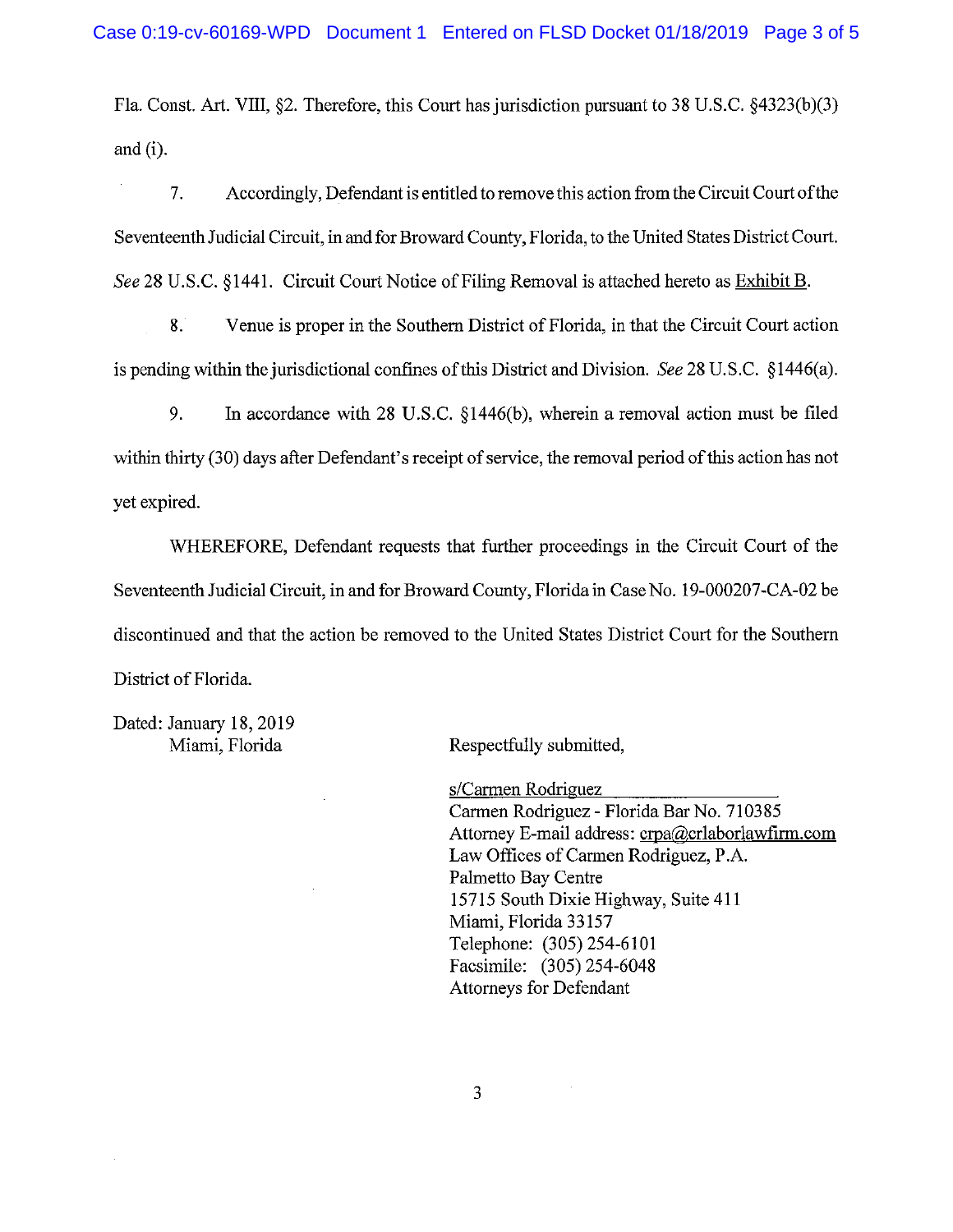Fla. Const. Art. VIII, §2. Therefore, this Court has jurisdiction pursuant to 38 U.S.C. §4323(b)(3) and (i).

7. Accordingly, Defendant is entitled to remove this action from the Circuit Court of the Seventeenth Judicial Circuit, in and for Broward County, Florida, to the United States District Court. *See* 28 U.S.C. §1441. Circuit Court Notice of Filing Removal is attached hereto as Exhibit B.

8. Venue is proper in the Southern District of Florida, in that the Circuit Court action is pending within the jurisdictional confines of this District and Division. *See* 28 U.S.C. §1446(a).

9. In accordance with 28 U.S.C. §1446(b), wherein a removal action must be filed within thirty (30) days after Defendant's receipt of service, the removal period of this action has not yet expired.

WHEREFORE, Defendant requests that further proceedings in the Circuit Court of the Seventeenth Judicial Circuit, in and for Broward County, Florida in Case No. 19-000207-CA-02 be discontinued and that the action be removed to the United States District Court for the Southern District of Florida.

Dated: January 18, 2019
Miami, Florida

Respectfully submitted,

s/Carmen Rodriguez
Carmen Rodriguez - Florida Bar No. 710385
Attorney E-mail address: crpa@crlaborlawfirm.com
Law Offices of Carmen Rodriguez, P.A.
Palmetto Bay Centre
15715 South Dixie Highway, Suite 411
Miami, Florida 33157
Telephone: (305) 254-6101
Facsimile: (305) 254-6048
Attorneys for Defendant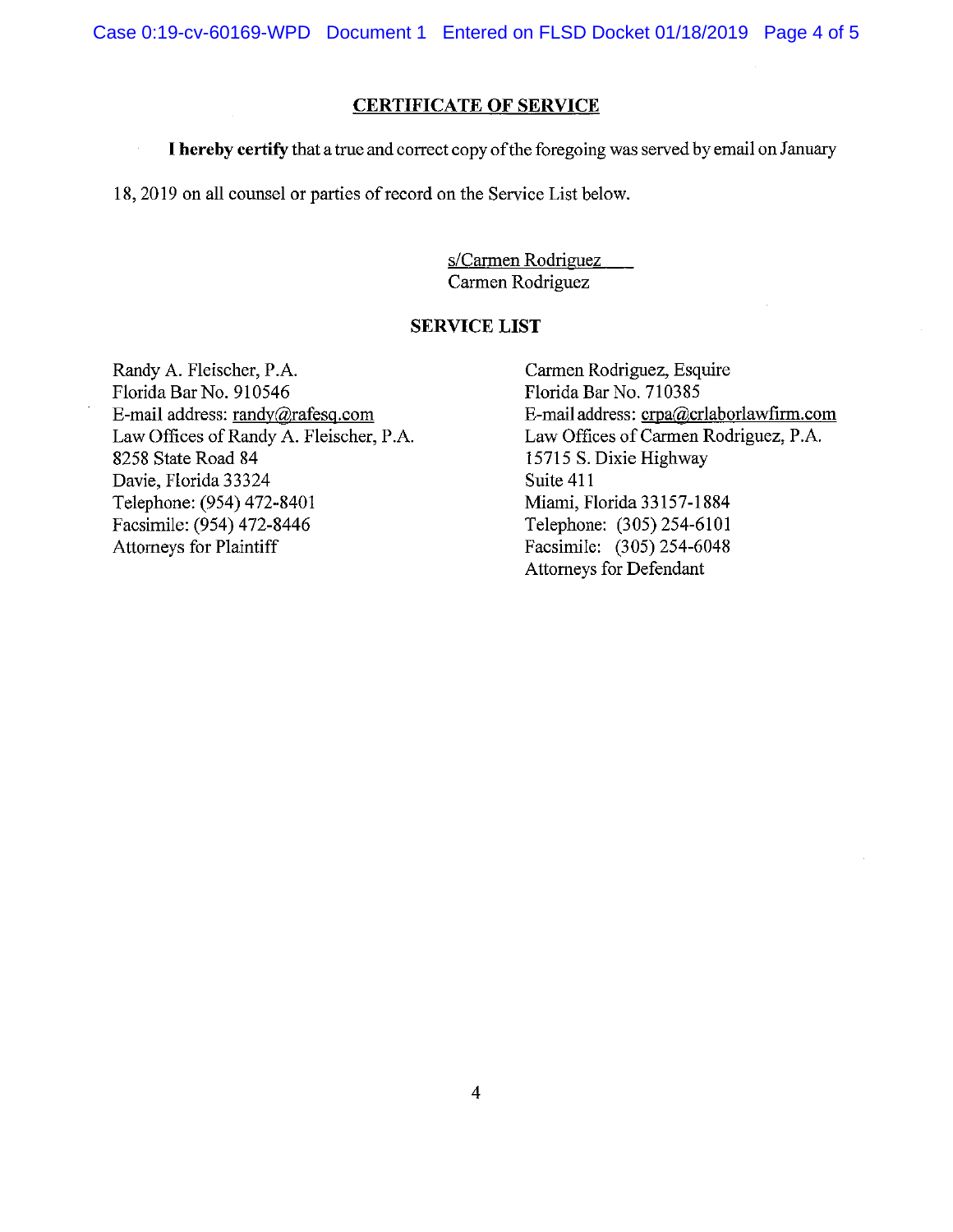## CERTIFICATE OF SERVICE

**I hereby certify** that a true and correct copy of the foregoing was served by email on January 18, 2019 on all counsel or parties of record on the Service List below.

s/Carmen Rodriguez
Carmen Rodriguez

## SERVICE LIST

Randy A. Fleischer, P.A.
Florida Bar No. 910546
E-mail address: randy@rafesq.com
Law Offices of Randy A. Fleischer, P.A.
8258 State Road 84
Davie, Florida 33324
Telephone: (954) 472-8401
Facsimile: (954) 472-8446
Attorneys for Plaintiff

Carmen Rodriguez, Esquire
Florida Bar No. 710385
E-mail address: crpa@crlaborlawfirm.com
Law Offices of Carmen Rodriguez, P.A.
15715 S. Dixie Highway
Suite 411
Miami, Florida 33157-1884
Telephone: (305) 254-6101
Facsimile: (305) 254-6048
Attorneys for Defendant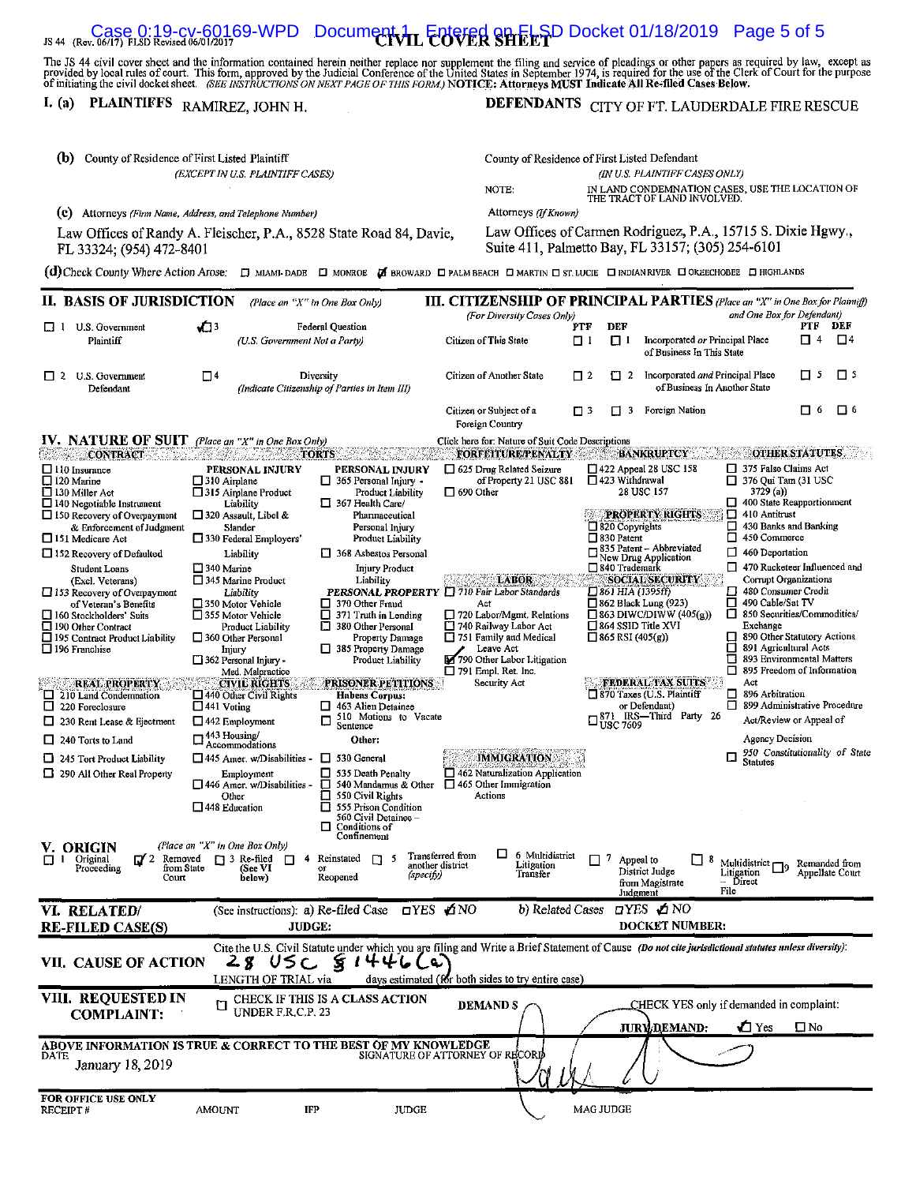JS 44 (Rev. 06/17) FLSD Revised 06/01/2017

# CIVIL COVER SHEET

The JS 44 civil cover sheet and the information contained herein neither replace nor supplement the filing and service of pleadings or other papers as required by law, except as provided by local rules of court. This form, approved by the Judicial Conference of the United States in September 1974, is required for the use of the Clerk of Court for the purpose of initiating the civil docket sheet. *(SEE INSTRUCTIONS ON NEXT PAGE OF THIS FORM.)* **NOTICE: Attorneys MUST Indicate All Re-filed Cases Below.**

**I. (a) PLAINTIFFS** RAMIREZ, JOHN H.

**DEFENDANTS** CITY OF FT. LAUDERDALE FIRE RESCUE

**(b)** County of Residence of First Listed Plaintiff *(EXCEPT IN U.S. PLAINTIFF CASES)*

County of Residence of First Listed Defendant *(IN U.S. PLAINTIFF CASES ONLY)*

NOTE: IN LAND CONDEMNATION CASES, USE THE LOCATION OF THE TRACT OF LAND INVOLVED.

**(c)** Attorneys *(Firm Name, Address, and Telephone Number)*

Law Offices of Randy A. Fleischer, P.A., 8528 State Road 84, Davie, FL 33324; (954) 472-8401

Attorneys *(If Known)*

Law Offices of Carmen Rodriguez, P.A., 15715 S. Dixie Hgwy., Suite 411, Palmetto Bay, FL 33157; (305) 254-6101

**(d)** Check County Where Action Arose: ☐ MIAMI-DADE ☐ MONROE ☑ BROWARD ☐ PALM BEACH ☐ MARTIN ☐ ST. LUCIE ☐ INDIAN RIVER ☐ OKEECHOBEE ☐ HIGHLANDS

## II. BASIS OF JURISDICTION *(Place an "X" in One Box Only)*

- ☐ 1 U.S. Government Plaintiff
- ☑ 3 Federal Question *(U.S. Government Not a Party)*
- ☐ 2 U.S. Government Defendant
- ☐ 4 Diversity *(Indicate Citizenship of Parties in Item III)*

## III. CITIZENSHIP OF PRINCIPAL PARTIES *(Place an "X" in One Box for Plaintiff and One Box for Defendant)* *(For Diversity Cases Only)*

| | PTF | DEF | | PTF | DEF |
|---|---|---|---|---|---|
| Citizen of This State | ☐ 1 | ☐ 1 | Incorporated *or* Principal Place of Business In This State | ☐ 4 | ☐ 4 |
| Citizen of Another State | ☐ 2 | ☐ 2 | Incorporated *and* Principal Place of Business In Another State | ☐ 5 | ☐ 5 |
| Citizen or Subject of a Foreign Country | ☐ 3 | ☐ 3 | Foreign Nation | ☐ 6 | ☐ 6 |

## IV. NATURE OF SUIT *(Place an "X" in One Box Only)*

Click here for: Nature of Suit Code Descriptions

**CONTRACT**
- ☐ 110 Insurance
- ☐ 120 Marine
- ☐ 130 Miller Act
- ☐ 140 Negotiable Instrument
- ☐ 150 Recovery of Overpayment & Enforcement of Judgment
- ☐ 151 Medicare Act
- ☐ 152 Recovery of Defaulted Student Loans (Excl. Veterans)
- ☐ 153 Recovery of Overpayment of Veteran's Benefits
- ☐ 160 Stockholders' Suits
- ☐ 190 Other Contract
- ☐ 195 Contract Product Liability
- ☐ 196 Franchise

**REAL PROPERTY**
- ☐ 210 Land Condemnation
- ☐ 220 Foreclosure
- ☐ 230 Rent Lease & Ejectment
- ☐ 240 Torts to Land
- ☐ 245 Tort Product Liability
- ☐ 290 All Other Real Property

**TORTS**

PERSONAL INJURY
- ☐ 310 Airplane
- ☐ 315 Airplane Product Liability
- ☐ 320 Assault, Libel & Slander
- ☐ 330 Federal Employers' Liability
- ☐ 340 Marine
- ☐ 345 Marine Product Liability
- ☐ 350 Motor Vehicle
- ☐ 355 Motor Vehicle Product Liability
- ☐ 360 Other Personal Injury
- ☐ 362 Personal Injury - Med. Malpractice

PERSONAL INJURY
- ☐ 365 Personal Injury - Product Liability
- ☐ 367 Health Care/ Pharmaceutical Personal Injury Product Liability
- ☐ 368 Asbestos Personal Injury Product Liability

PERSONAL PROPERTY
- ☐ 370 Other Fraud
- ☐ 371 Truth in Lending
- ☐ 380 Other Personal Property Damage
- ☐ 385 Property Damage Product Liability

**CIVIL RIGHTS**
- ☐ 440 Other Civil Rights
- ☐ 441 Voting
- ☐ 442 Employment
- ☐ 443 Housing/ Accommodations
- ☐ 445 Amer. w/Disabilities - Employment
- ☐ 446 Amer. w/Disabilities - Other
- ☐ 448 Education

**PRISONER PETITIONS**

Habeas Corpus:
- ☐ 463 Alien Detainee
- ☐ 510 Motions to Vacate Sentence

Other:
- ☐ 530 General
- ☐ 535 Death Penalty
- ☐ 540 Mandamus & Other
- ☐ 550 Civil Rights
- ☐ 555 Prison Condition
- ☐ 560 Civil Detainee – Conditions of Confinement

**FORFEITURE/PENALTY**
- ☐ 625 Drug Related Seizure of Property 21 USC 881
- ☐ 690 Other

**LABOR**
- ☐ 710 Fair Labor Standards Act
- ☐ 720 Labor/Mgmt. Relations
- ☐ 740 Railway Labor Act
- ☐ 751 Family and Medical Leave Act
- ☑ 790 Other Labor Litigation
- ☐ 791 Empl. Ret. Inc. Security Act

**IMMIGRATION**
- ☐ 462 Naturalization Application
- ☐ 465 Other Immigration Actions

**BANKRUPTCY**
- ☐ 422 Appeal 28 USC 158
- ☐ 423 Withdrawal 28 USC 157

**PROPERTY RIGHTS**
- ☐ 820 Copyrights
- ☐ 830 Patent
- ☐ 835 Patent – Abbreviated New Drug Application
- ☐ 840 Trademark

**SOCIAL SECURITY**
- ☐ 861 HIA (1395ff)
- ☐ 862 Black Lung (923)
- ☐ 863 DIWC/DIWW (405(g))
- ☐ 864 SSID Title XVI
- ☐ 865 RSI (405(g))

**FEDERAL TAX SUITS**
- ☐ 870 Taxes (U.S. Plaintiff or Defendant)
- ☐ 871 IRS—Third Party 26 USC 7609

**OTHER STATUTES**
- ☐ 375 False Claims Act
- ☐ 376 Qui Tam (31 USC 3729 (a))
- ☐ 400 State Reapportionment
- ☐ 410 Antitrust
- ☐ 430 Banks and Banking
- ☐ 450 Commerce
- ☐ 460 Deportation
- ☐ 470 Racketeer Influenced and Corrupt Organizations
- ☐ 480 Consumer Credit
- ☐ 490 Cable/Sat TV
- ☐ 850 Securities/Commodities/ Exchange
- ☐ 890 Other Statutory Actions
- ☐ 891 Agricultural Acts
- ☐ 893 Environmental Matters
- ☐ 895 Freedom of Information Act
- ☐ 896 Arbitration
- ☐ 899 Administrative Procedure Act/Review or Appeal of Agency Decision
- ☐ 950 Constitutionality of State Statutes

## V. ORIGIN *(Place an "X" in One Box Only)*

- ☐ 1 Original Proceeding
- ☑ 2 Removed from State Court
- ☐ 3 Re-filed (See VI below)
- ☐ 4 Reinstated or Reopened
- ☐ 5 Transferred from another district *(specify)*
- ☐ 6 Multidistrict Litigation Transfer
- ☐ 7 Appeal to District Judge from Magistrate Judgment
- ☐ 8 Multidistrict Litigation – Direct File
- ☐ 9 Remanded from Appellate Court

## VI. RELATED/ RE-FILED CASE(S)

(See instructions): a) Re-filed Case ☐ YES ☑ NO    b) Related Cases ☐ YES ☑ NO

JUDGE:    DOCKET NUMBER:

## VII. CAUSE OF ACTION

Cite the U.S. Civil Statute under which you are filing and Write a Brief Statement of Cause *(Do not cite jurisdictional statutes unless diversity)*:

28 USC § 1446(a)

LENGTH OF TRIAL via    days estimated (for both sides to try entire case)

## VIII. REQUESTED IN COMPLAINT:

☐ CHECK IF THIS IS A CLASS ACTION UNDER F.R.C.P. 23

DEMAND $

CHECK YES only if demanded in complaint:

JURY DEMAND: ☑ Yes ☐ No

**ABOVE INFORMATION IS TRUE & CORRECT TO THE BEST OF MY KNOWLEDGE**

DATE: January 18, 2019

SIGNATURE OF ATTORNEY OF RECORD

FOR OFFICE USE ONLY

RECEIPT #    AMOUNT    IFP    JUDGE    MAG JUDGE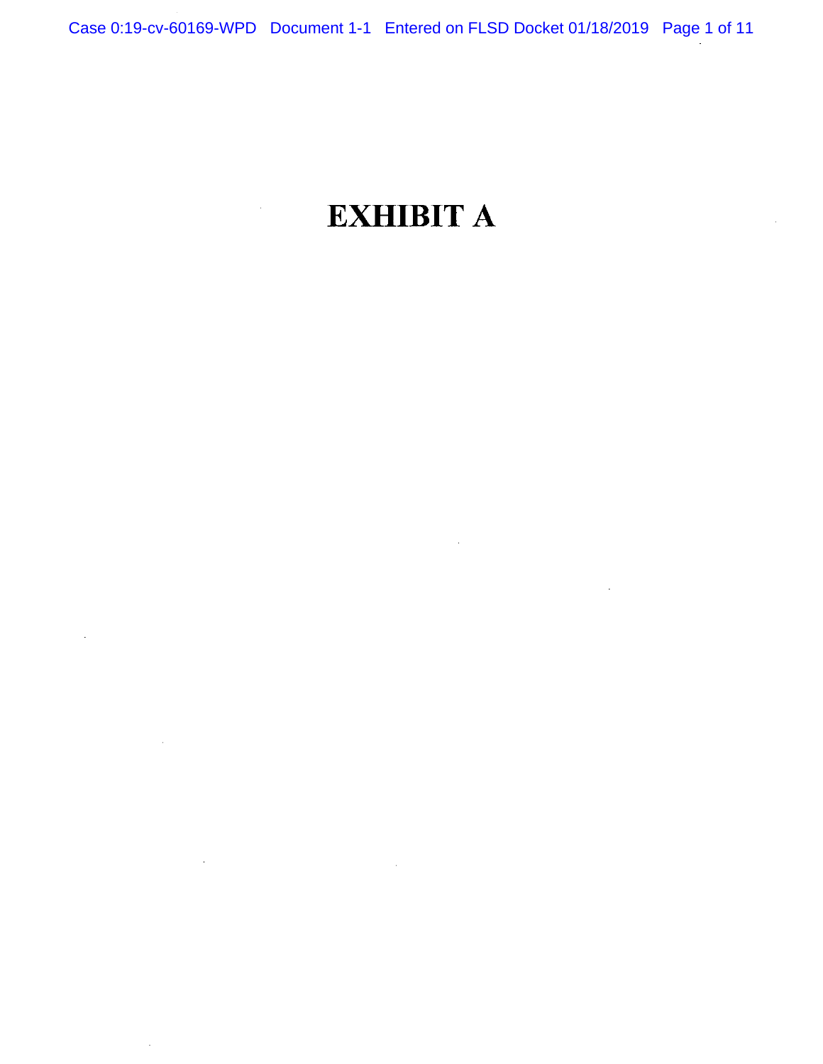# EXHIBIT A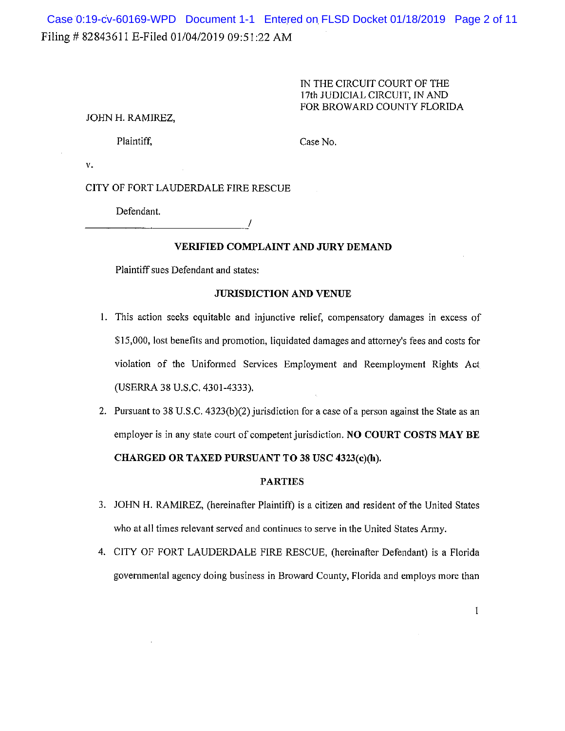Filing # 82843611 E-Filed 01/04/2019 09:51:22 AM

IN THE CIRCUIT COURT OF THE 17th JUDICIAL CIRCUIT, IN AND FOR BROWARD COUNTY FLORIDA

JOHN H. RAMIREZ,

Plaintiff,

Case No.

v.

CITY OF FORT LAUDERDALE FIRE RESCUE

Defendant.

_________________________________/

## VERIFIED COMPLAINT AND JURY DEMAND

Plaintiff sues Defendant and states:

### JURISDICTION AND VENUE

1. This action seeks equitable and injunctive relief, compensatory damages in excess of $15,000, lost benefits and promotion, liquidated damages and attorney's fees and costs for violation of the Uniformed Services Employment and Reemployment Rights Act (USERRA 38 U.S.C. 4301-4333).

2. Pursuant to 38 U.S.C. 4323(b)(2) jurisdiction for a case of a person against the State as an employer is in any state court of competent jurisdiction. **NO COURT COSTS MAY BE CHARGED OR TAXED PURSUANT TO 38 USC 4323(c)(h).**

### PARTIES

3. JOHN H. RAMIREZ, (hereinafter Plaintiff) is a citizen and resident of the United States who at all times relevant served and continues to serve in the United States Army.

4. CITY OF FORT LAUDERDALE FIRE RESCUE, (hereinafter Defendant) is a Florida governmental agency doing business in Broward County, Florida and employs more than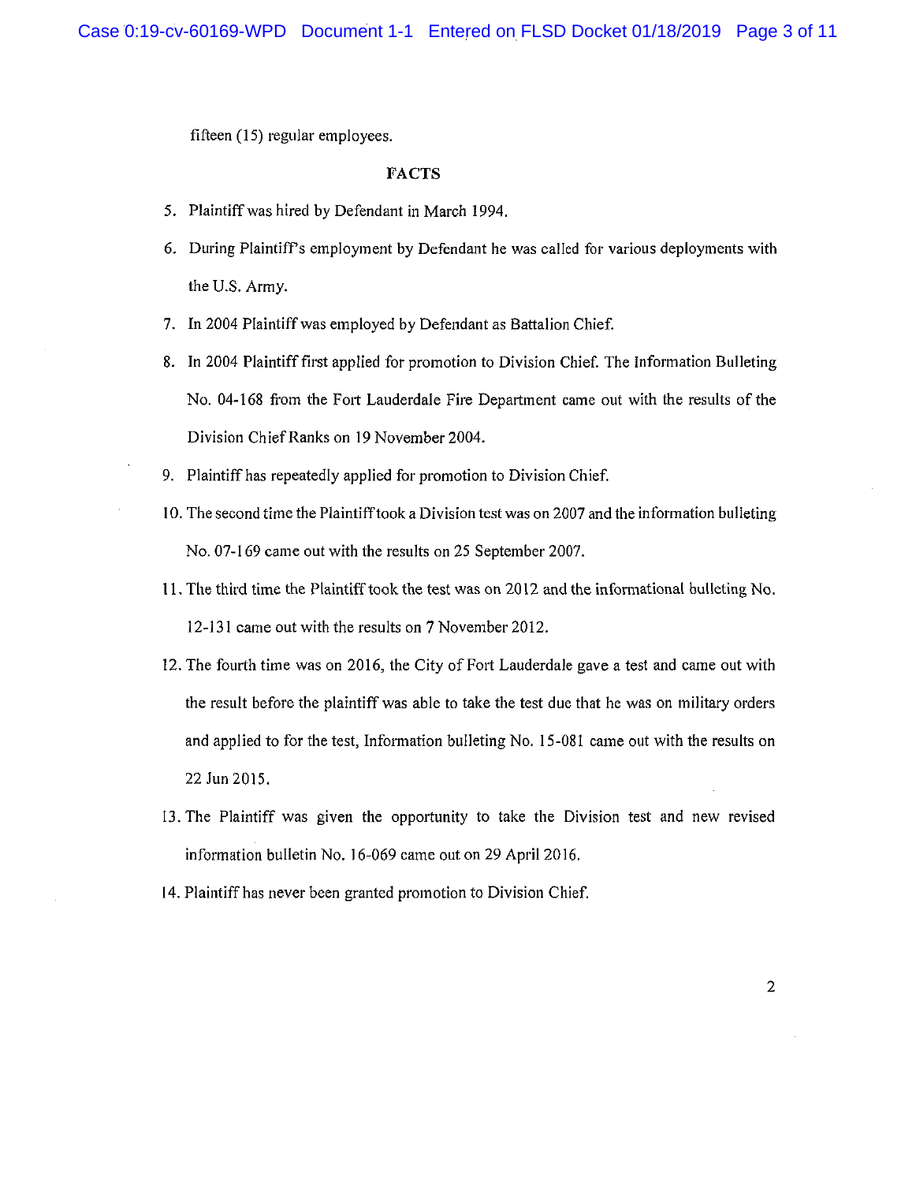fifteen (15) regular employees.

## FACTS

5. Plaintiff was hired by Defendant in March 1994.
6. During Plaintiff's employment by Defendant he was called for various deployments with the U.S. Army.
7. In 2004 Plaintiff was employed by Defendant as Battalion Chief.
8. In 2004 Plaintiff first applied for promotion to Division Chief. The Information Bulleting No. 04-168 from the Fort Lauderdale Fire Department came out with the results of the Division Chief Ranks on 19 November 2004.
9. Plaintiff has repeatedly applied for promotion to Division Chief.
10. The second time the Plaintiff took a Division test was on 2007 and the information bulleting No. 07-169 came out with the results on 25 September 2007.
11. The third time the Plaintiff took the test was on 2012 and the informational bulleting No. 12-131 came out with the results on 7 November 2012.
12. The fourth time was on 2016, the City of Fort Lauderdale gave a test and came out with the result before the plaintiff was able to take the test due that he was on military orders and applied to for the test, Information bulleting No. 15-081 came out with the results on 22 Jun 2015.
13. The Plaintiff was given the opportunity to take the Division test and new revised information bulletin No. 16-069 came out on 29 April 2016.
14. Plaintiff has never been granted promotion to Division Chief.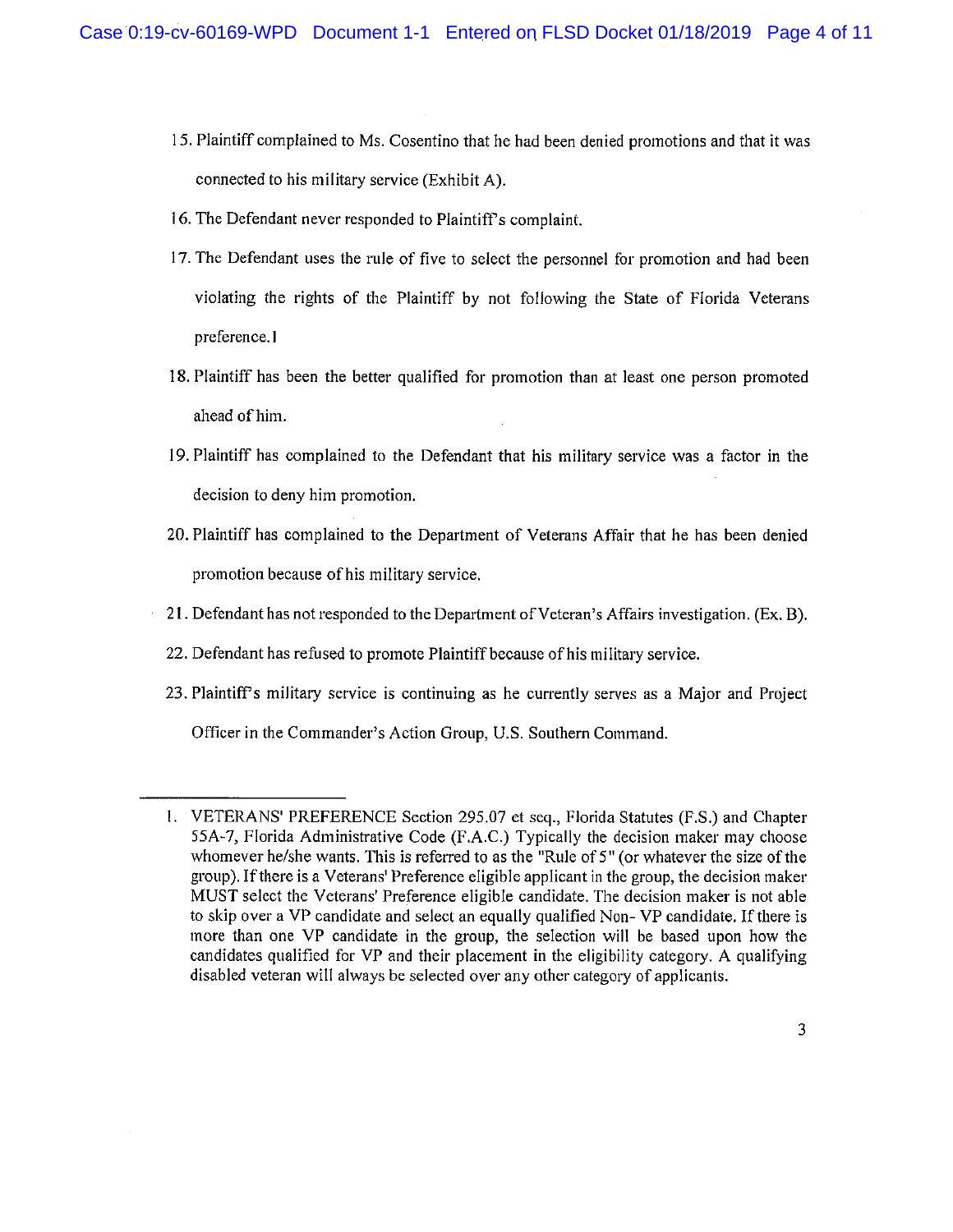15. Plaintiff complained to Ms. Cosentino that he had been denied promotions and that it was connected to his military service (Exhibit A).

16. The Defendant never responded to Plaintiff's complaint.

17. The Defendant uses the rule of five to select the personnel for promotion and had been violating the rights of the Plaintiff by not following the State of Florida Veterans preference.[1]

18. Plaintiff has been the better qualified for promotion than at least one person promoted ahead of him.

19. Plaintiff has complained to the Defendant that his military service was a factor in the decision to deny him promotion.

20. Plaintiff has complained to the Department of Veterans Affair that he has been denied promotion because of his military service.

21. Defendant has not responded to the Department of Veteran's Affairs investigation. (Ex. B).

22. Defendant has refused to promote Plaintiff because of his military service.

23. Plaintiff's military service is continuing as he currently serves as a Major and Project Officer in the Commander's Action Group, U.S. Southern Command.

---

1. VETERANS' PREFERENCE Section 295.07 et seq., Florida Statutes (F.S.) and Chapter 55A-7, Florida Administrative Code (F.A.C.) Typically the decision maker may choose whomever he/she wants. This is referred to as the "Rule of 5" (or whatever the size of the group). If there is a Veterans' Preference eligible applicant in the group, the decision maker MUST select the Veterans' Preference eligible candidate. The decision maker is not able to skip over a VP candidate and select an equally qualified Non- VP candidate. If there is more than one VP candidate in the group, the selection will be based upon how the candidates qualified for VP and their placement in the eligibility category. A qualifying disabled veteran will always be selected over any other category of applicants.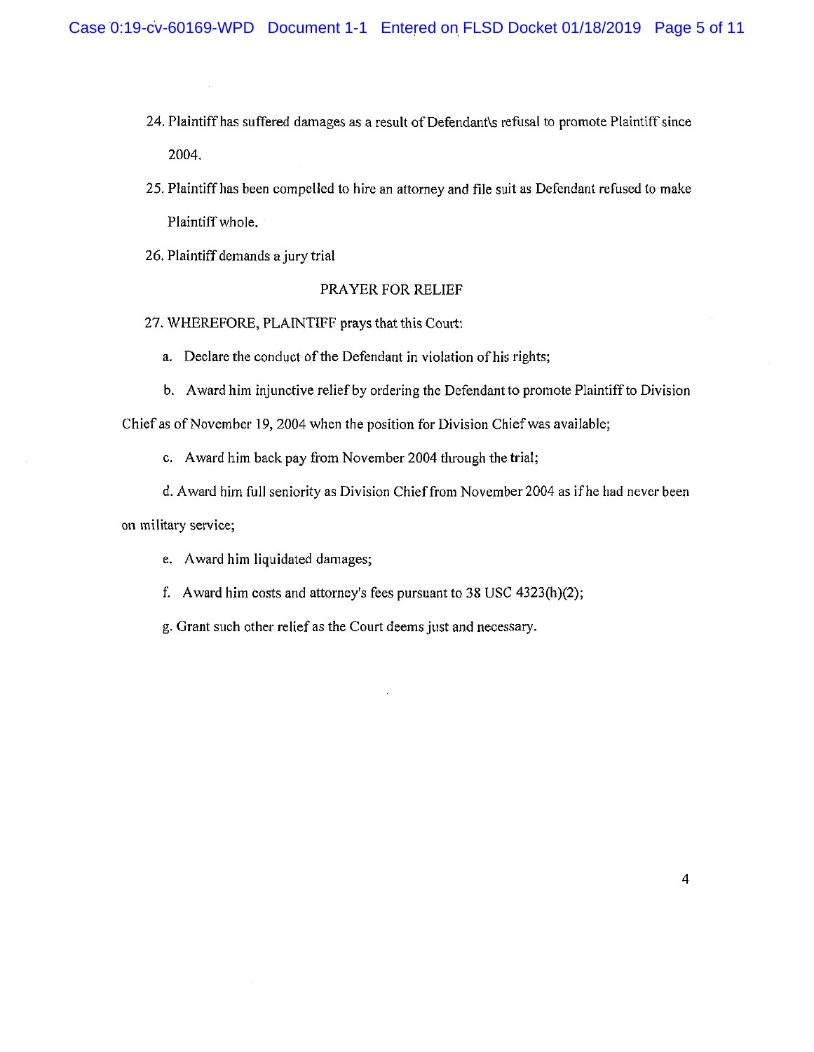24. Plaintiff has suffered damages as a result of Defendant\s refusal to promote Plaintiff since 2004.

25. Plaintiff has been compelled to hire an attorney and file suit as Defendant refused to make Plaintiff whole.

26. Plaintiff demands a jury trial

PRAYER FOR RELIEF

27. WHEREFORE, PLAINTIFF prays that this Court:

a. Declare the conduct of the Defendant in violation of his rights;

b. Award him injunctive relief by ordering the Defendant to promote Plaintiff to Division Chief as of November 19, 2004 when the position for Division Chief was available;

c. Award him back pay from November 2004 through the trial;

d. Award him full seniority as Division Chief from November 2004 as if he had never been on military service;

e. Award him liquidated damages;

f. Award him costs and attorney's fees pursuant to 38 USC 4323(h)(2);

g. Grant such other relief as the Court deems just and necessary.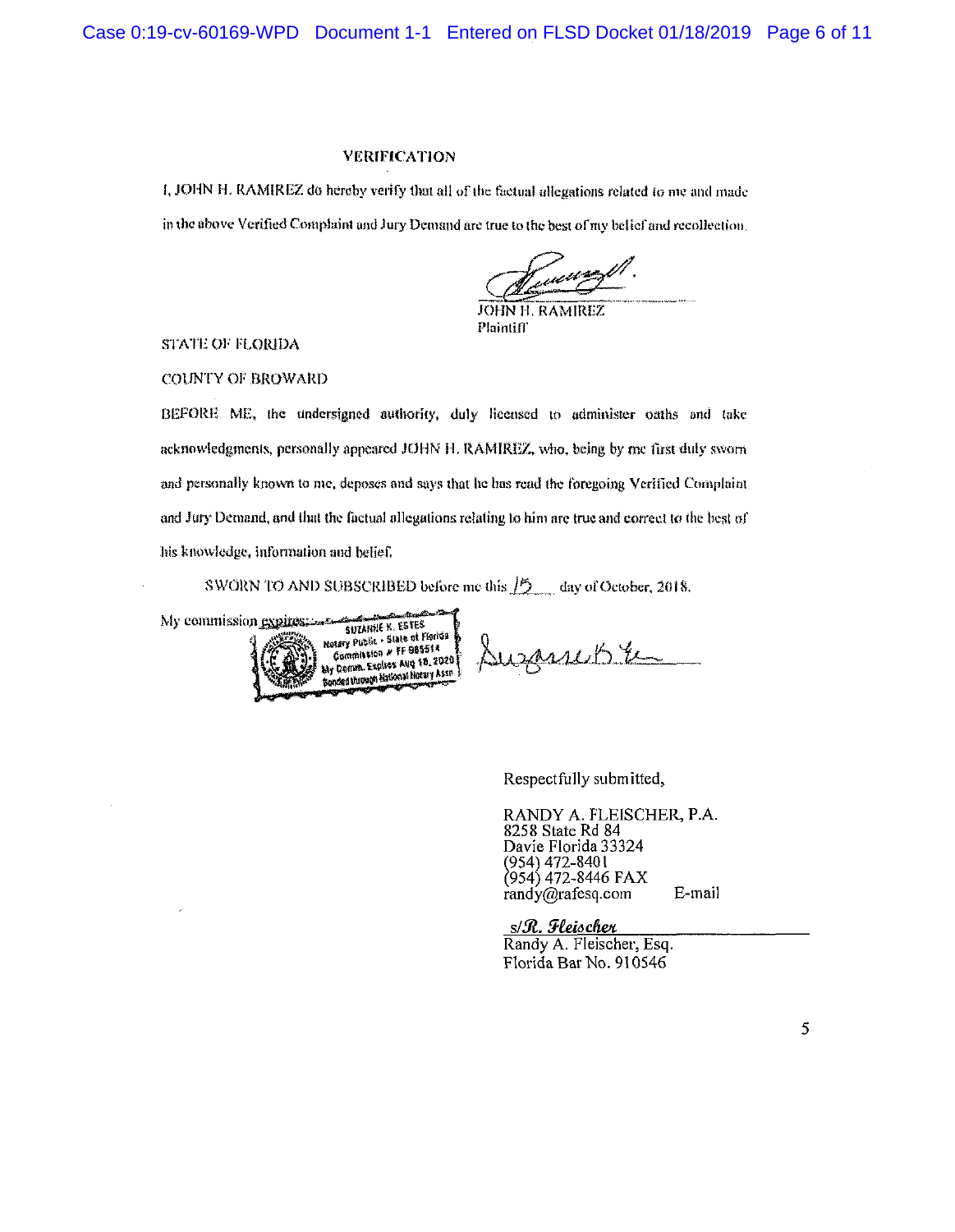## VERIFICATION

I, JOHN H. RAMIREZ do hereby verify that all of the factual allegations related to me and made in the above Verified Complaint and Jury Demand are true to the best of my belief and recollection.

JOHN H. RAMIREZ
Plaintiff

STATE OF FLORIDA

COUNTY OF BROWARD

BEFORE ME, the undersigned authority, duly licensed to administer oaths and take acknowledgments, personally appeared JOHN H. RAMIREZ, who, being by me first duly sworn and personally known to me, deposes and says that he has read the foregoing Verified Complaint and Jury Demand, and that the factual allegations relating to him are true and correct to the best of his knowledge, information and belief.

SWORN TO AND SUBSCRIBED before me this 15 day of October, 2018.

My commission expires:

SUZANNE K. ESTES
Notary Public - State of Florida
Commission # FF 985514
My Comm. Expires Aug 18, 2020
Bonded through National Notary Assn.

Respectfully submitted,

RANDY A. FLEISCHER, P.A.
8258 State Rd 84
Davie Florida 33324
(954) 472-8401
(954) 472-8446 FAX
randy@rafesq.com E-mail

s/R. Fleischer
Randy A. Fleischer, Esq.
Florida Bar No. 910546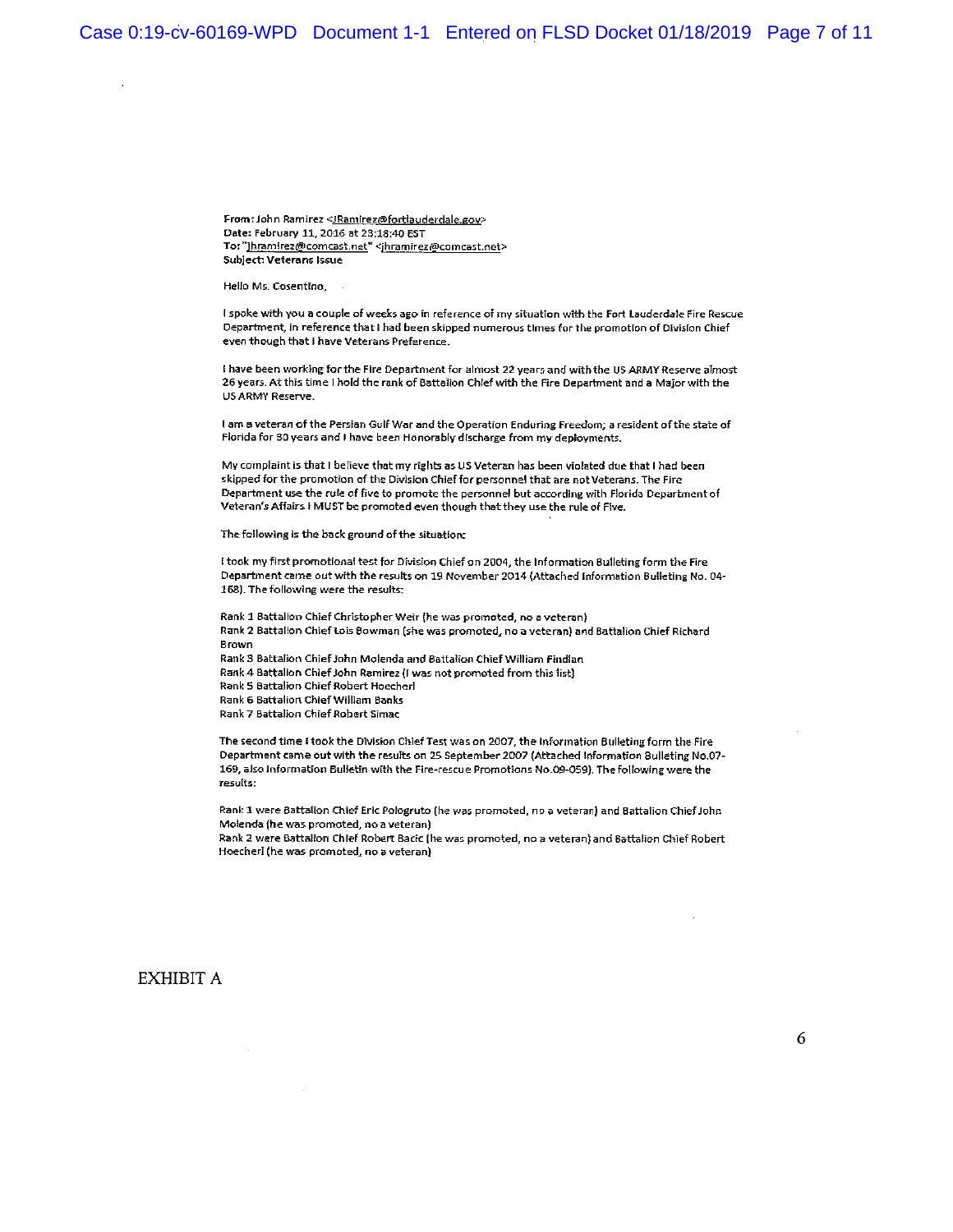**From:** John Ramirez <JRamirez@fortlauderdale.gov>
**Date:** February 11, 2016 at 23:18:40 EST
**To:** "jhramirez@comcast.net" <jhramirez@comcast.net>
**Subject:** Veterans Issue

Hello Ms. Cosentino,

I spoke with you a couple of weeks ago in reference of my situation with the Fort Lauderdale Fire Rescue Department, in reference that I had been skipped numerous times for the promotion of Division Chief even though that I have Veterans Preference.

I have been working for the Fire Department for almost 22 years and with the US ARMY Reserve almost 26 years. At this time I hold the rank of Battalion Chief with the Fire Department and a Major with the US ARMY Reserve.

I am a veteran of the Persian Gulf War and the Operation Enduring Freedom; a resident of the state of Florida for 30 years and I have been Honorably discharge from my deployments.

My complaint is that I believe that my rights as US Veteran has been violated due that I had been skipped for the promotion of the Division Chief for personnel that are not Veterans. The Fire Department use the rule of five to promote the personnel but according with Florida Department of Veteran's Affairs I MUST be promoted even though that they use the rule of Five.

The following is the back ground of the situation:

I took my first promotional test for Division Chief on 2004, the Information Bulleting form the Fire Department came out with the results on 19 November 2014 (Attached Information Bulleting No. 04-168). The following were the results:

Rank 1 Battalion Chief Christopher Weir (he was promoted, no a veteran)
Rank 2 Battalion Chief Lois Bowman (she was promoted, no a veteran) and Battalion Chief Richard Brown
Rank 3 Battalion Chief John Molenda and Battalion Chief William Findlan
Rank 4 Battalion Chief John Ramirez (I was not promoted from this list)
Rank 5 Battalion Chief Robert Hoecherl
Rank 6 Battalion Chief William Banks
Rank 7 Battalion Chief Robert Simac

The second time I took the Division Chief Test was on 2007, the Information Bulleting form the Fire Department came out with the results on 25 September 2007 (Attached Information Bulleting No.07-169, also Information Bulletin with the Fire-rescue Promotions No.09-059). The following were the results:

Rank 1 were Battalion Chief Eric Pologruto (he was promoted, no a veteran) and Battalion Chief John Molenda (he was promoted, no a veteran)
Rank 2 were Battalion Chief Robert Bacic (he was promoted, no a veteran) and Battalion Chief Robert Hoecherl (he was promoted, no a veteran)

EXHIBIT A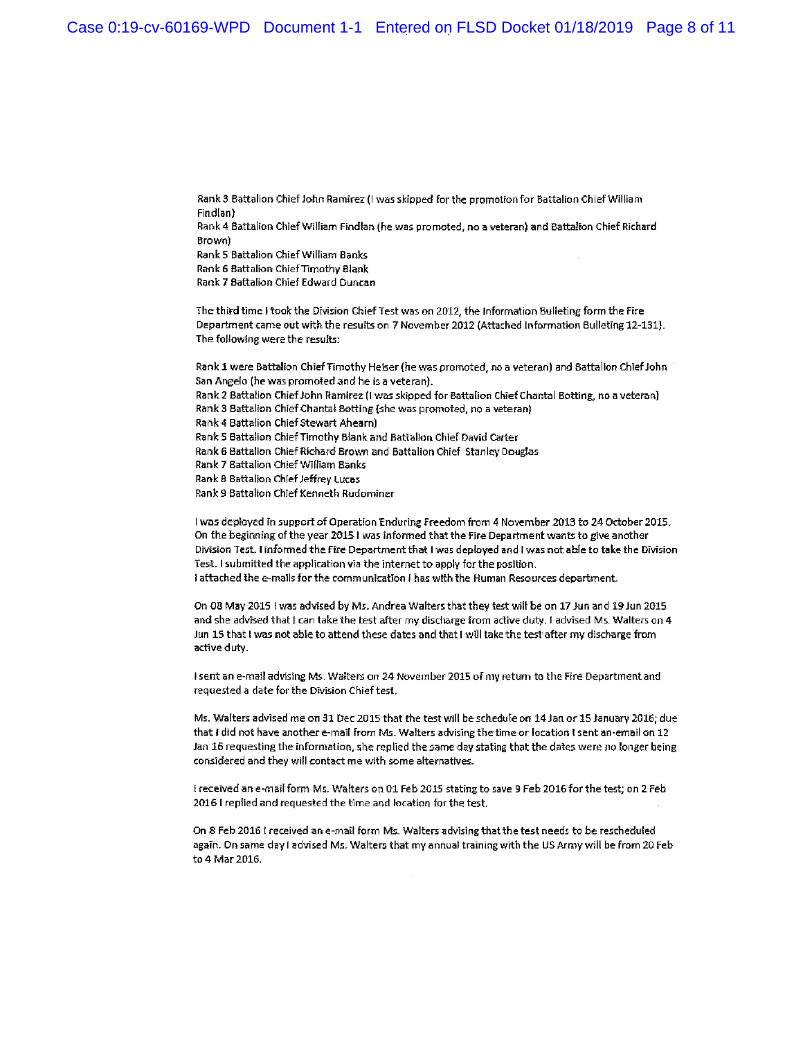Rank 3 Battalion Chief John Ramirez (I was skipped for the promotion for Battalion Chief William Findlan)
Rank 4 Battalion Chief William Findlan (he was promoted, no a veteran) and Battalion Chief Richard Brown)
Rank 5 Battalion Chief William Banks
Rank 6 Battalion Chief Timothy Blank
Rank 7 Battalion Chief Edward Duncan

The third time I took the Division Chief Test was on 2012, the Information Bulleting form the Fire Department came out with the results on 7 November 2012 (Attached Information Bulleting 12-131). The following were the results:

Rank 1 were Battalion Chief Timothy Heiser (he was promoted, no a veteran) and Battalion Chief John San Angelo (he was promoted and he is a veteran).
Rank 2 Battalion Chief John Ramirez (I was skipped for Battalion Chief Chantal Botting, no a veteran)
Rank 3 Battalion Chief Chantal Botting (she was promoted, no a veteran)
Rank 4 Battalion Chief Stewart Ahearn)
Rank 5 Battalion Chief Timothy Blank and Battalion Chief David Carter
Rank 6 Battalion Chief Richard Brown and Battalion Chief Stanley Douglas
Rank 7 Battalion Chief William Banks
Rank 8 Battalion Chief Jeffrey Lucas
Rank 9 Battalion Chief Kenneth Rudominer

I was deployed in support of Operation Enduring Freedom from 4 November 2013 to 24 October 2015. On the beginning of the year 2015 I was informed that the Fire Department wants to give another Division Test. I informed the Fire Department that I was deployed and I was not able to take the Division Test. I submitted the application via the internet to apply for the position.
I attached the e-mails for the communication I has with the Human Resources department.

On 08 May 2015 I was advised by Ms. Andrea Walters that they test will be on 17 Jun and 19 Jun 2015 and she advised that I can take the test after my discharge from active duty. I advised Ms. Walters on 4 Jun 15 that I was not able to attend these dates and that I will take the test after my discharge from active duty.

I sent an e-mail advising Ms. Walters on 24 November 2015 of my return to the Fire Department and requested a date for the Division Chief test.

Ms. Walters advised me on 31 Dec 2015 that the test will be schedule on 14 Jan or 15 January 2016; due that I did not have another e-mail from Ms. Walters advising the time or location I sent an-email on 12 Jan 16 requesting the information, she replied the same day stating that the dates were no longer being considered and they will contact me with some alternatives.

I received an e-mail form Ms. Walters on 01 Feb 2015 stating to save 9 Feb 2016 for the test; on 2 Feb 2016 I replied and requested the time and location for the test.

On 8 Feb 2016 I received an e-mail form Ms. Walters advising that the test needs to be rescheduled again. On same day I advised Ms. Walters that my annual training with the US Army will be from 20 Feb to 4 Mar 2016.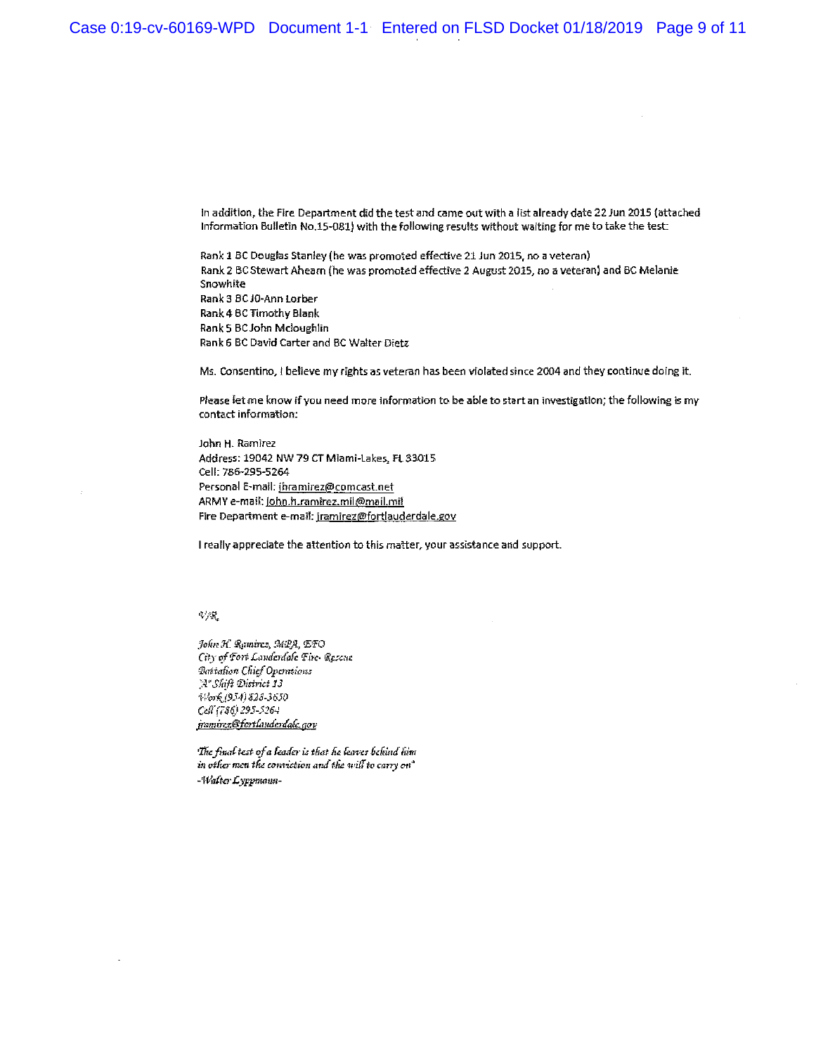In addition, the Fire Department did the test and came out with a list already date 22 Jun 2015 (attached Information Bulletin No.15-081) with the following results without waiting for me to take the test:

Rank 1 BC Douglas Stanley (he was promoted effective 21 Jun 2015, no a veteran)
Rank 2 BC Stewart Ahearn (he was promoted effective 2 August 2015, no a veteran) and BC Melanie Snowhite
Rank 3 BC JO-Ann Lorber
Rank 4 BC Timothy Blank
Rank 5 BC John Mcloughlin
Rank 6 BC David Carter and BC Walter Dietz

Ms. Consentino, I believe my rights as veteran has been violated since 2004 and they continue doing it.

Please let me know if you need more information to be able to start an investigation; the following is my contact information:

John H. Ramirez
Address: 19042 NW 79 CT Miami-Lakes, FL 33015
Cell: 786-295-5264
Personal E-mail: jhramirez@comcast.net
ARMY e-mail: john.h.ramirez.mil@mail.mil
Fire Department e-mail: jramirez@fortlauderdale.gov

I really appreciate the attention to this matter, your assistance and support.

*V/R,*

*John H. Ramirez, MPA, EFO*
*City of Fort Lauderdale Fire- Rescue*
*Battalion Chief Operations*
*"A" Shift District 13*
*Work (954) 828-3650*
*Cell (786) 295-5264*
*jramirez@fortlauderdale.gov*

*The final test of a leader is that he leaves behind him in other men the conviction and the will to carry on"*
*-Walter Lyppmann-*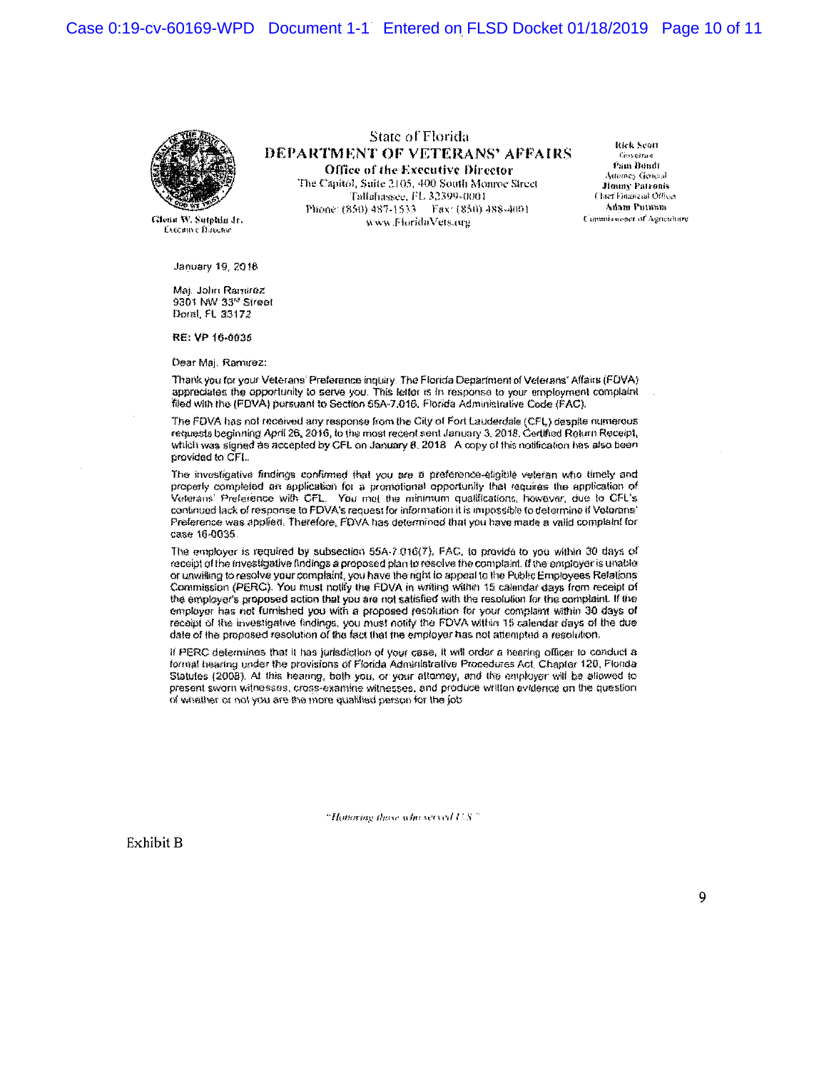State of Florida

# DEPARTMENT OF VETERANS' AFFAIRS

**Office of the Executive Director**

The Capitol, Suite 2105, 400 South Monroe Street
Tallahassee, FL 32399-0001
Phone: (850) 487-1533 Fax: (850) 488-4001
www.FloridaVets.org

Glenn W. Sutphin Jr.
Executive Director

**Rick Scott**
Governor
**Pam Bondi**
Attorney General
**Jimmy Patronis**
Chief Financial Officer
**Adam Putnam**
Commissioner of Agriculture

January 19, 2018

Maj. John Ramirez
9301 NW 33rd Street
Doral, FL 33172

**RE: VP 16-0035**

Dear Maj. Ramirez:

Thank you for your Veterans' Preference inquiry. The Florida Department of Veterans' Affairs (FDVA) appreciates the opportunity to serve you. This letter is in response to your employment complaint filed with the (FDVA) pursuant to Section 55A-7.016, Florida Administrative Code (FAC).

The FDVA has not received any response from the City of Fort Lauderdale (CFL) despite numerous requests beginning April 26, 2016, to the most recent sent January 3, 2018, Certified Return Receipt, which was signed as accepted by CFL on January 8, 2018. A copy of this notification has also been provided to CFL.

The investigative findings confirmed that you are a preference-eligible veteran who timely and properly completed an application for a promotional opportunity that requires the application of Veterans' Preference with CFL. You met the minimum qualifications, however, due to CFL's continued lack of response to FDVA's request for information it is impossible to determine if Veterans' Preference was applied. Therefore, FDVA has determined that you have made a valid complaint for case 16-0035.

The employer is required by subsection 55A-7.016(7), FAC, to provide to you within 30 days of receipt of the investigative findings a proposed plan to resolve the complaint. If the employer is unable or unwilling to resolve your complaint, you have the right to appeal to the Public Employees Relations Commission (PERC). You must notify the FDVA in writing within 15 calendar days from receipt of the employer's proposed action that you are not satisfied with the resolution for the complaint. If the employer has not furnished you with a proposed resolution for your complaint within 30 days of receipt of the investigative findings, you must notify the FDVA within 15 calendar days of the due date of the proposed resolution of the fact that the employer has not attempted a resolution.

If PERC determines that it has jurisdiction of your case, it will order a hearing officer to conduct a formal hearing under the provisions of Florida Administrative Procedures Act, Chapter 120, Florida Statutes (2008). At this hearing, both you, or your attorney, and the employer will be allowed to present sworn witnesses, cross-examine witnesses, and produce written evidence on the question of whether or not you are the more qualified person for the job.

*"Honoring those who served U.S."*

Exhibit B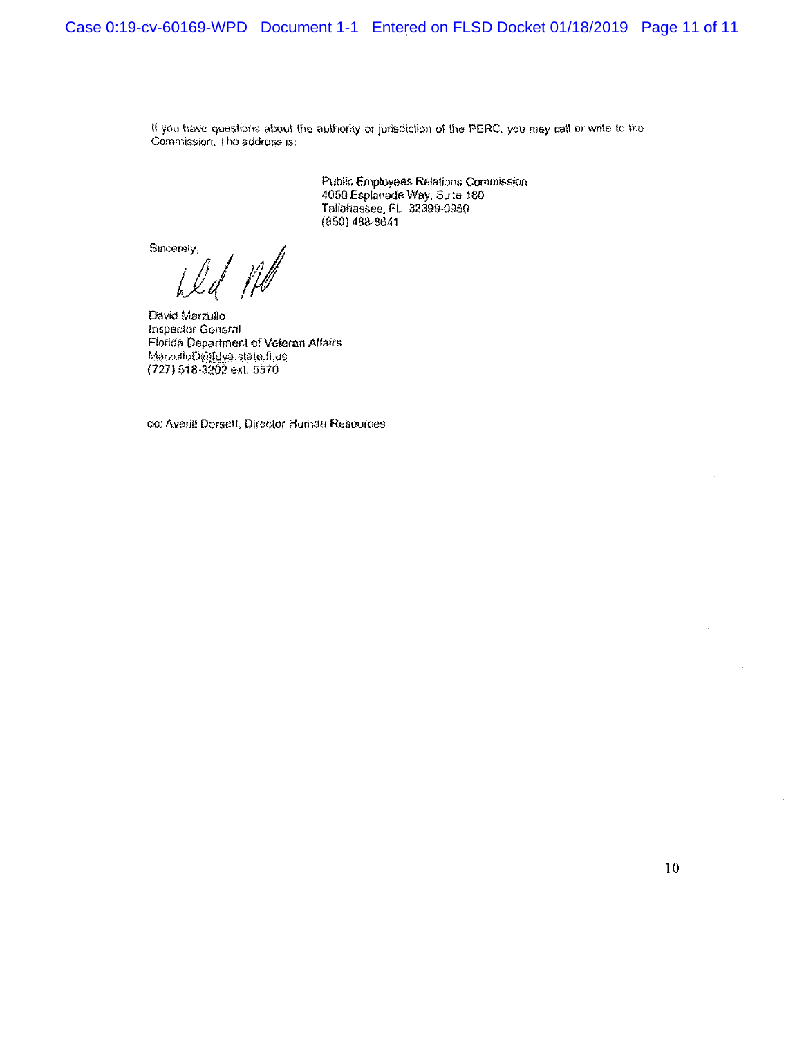If you have questions about the authority or jurisdiction of the PERC, you may call or write to the Commission. The address is:

Public Employees Relations Commission
4050 Esplanade Way, Suite 180
Tallahassee, FL 32399-0950
(850) 488-8641

Sincerely,

David Marzullo
Inspector General
Florida Department of Veteran Affairs
MarzulloD@fdva.state.fl.us
(727) 518-3202 ext. 5570

cc: Averill Dorsett, Director Human Resources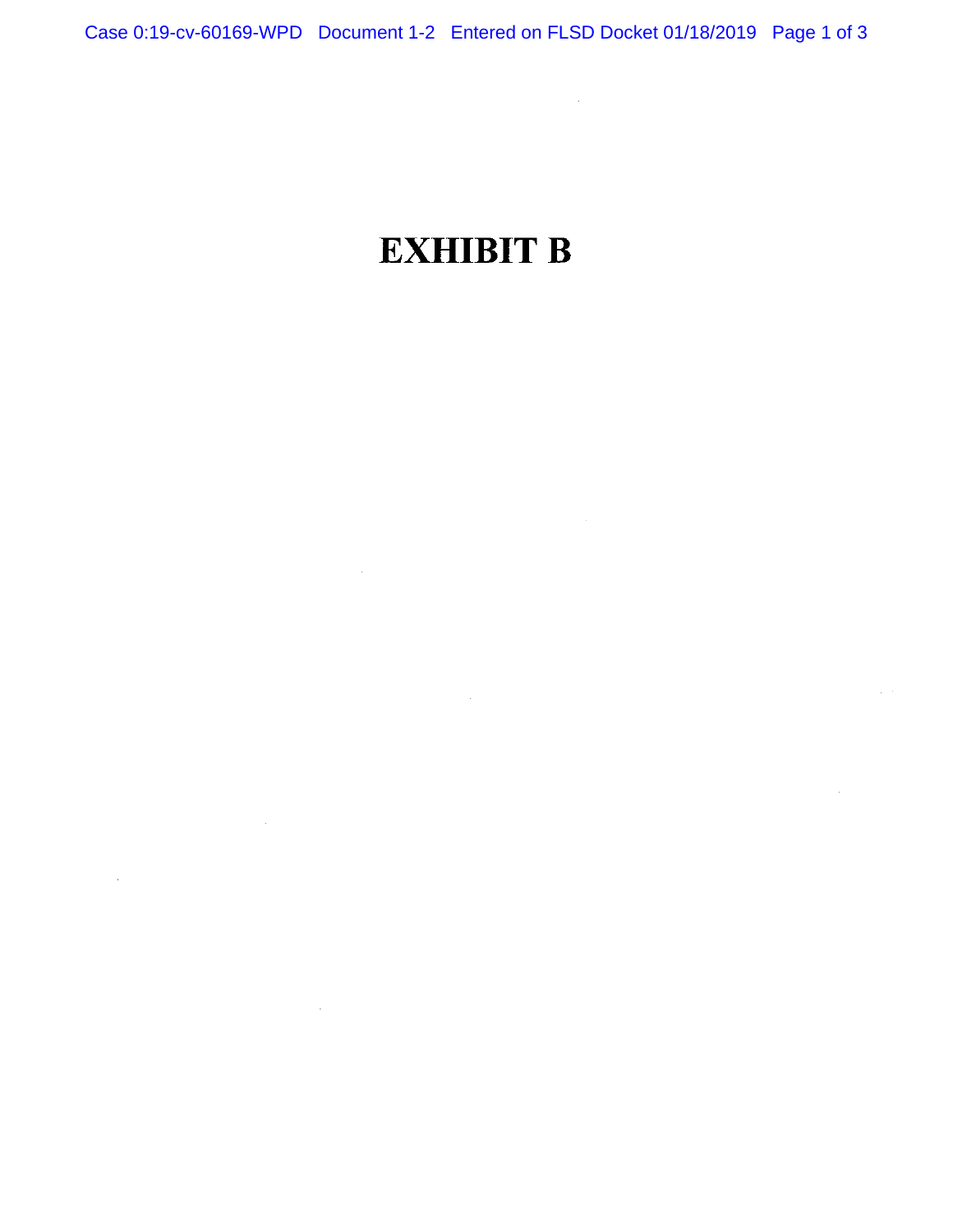# EXHIBIT B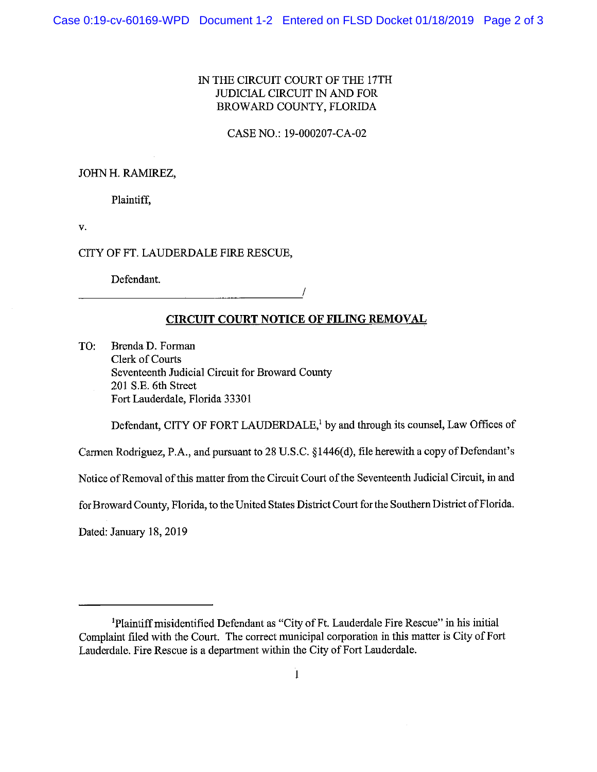IN THE CIRCUIT COURT OF THE 17TH JUDICIAL CIRCUIT IN AND FOR BROWARD COUNTY, FLORIDA

CASE NO.: 19-000207-CA-02

JOHN H. RAMIREZ,

Plaintiff,

v.

CITY OF FT. LAUDERDALE FIRE RESCUE,

Defendant.

_______________________________________/

## CIRCUIT COURT NOTICE OF FILING REMOVAL

TO: Brenda D. Forman
Clerk of Courts
Seventeenth Judicial Circuit for Broward County
201 S.E. 6th Street
Fort Lauderdale, Florida 33301

Defendant, CITY OF FORT LAUDERDALE,[1] by and through its counsel, Law Offices of Carmen Rodriguez, P.A., and pursuant to 28 U.S.C. §1446(d), file herewith a copy of Defendant's Notice of Removal of this matter from the Circuit Court of the Seventeenth Judicial Circuit, in and for Broward County, Florida, to the United States District Court for the Southern District of Florida.

Dated: January 18, 2019

---

[1]Plaintiff misidentified Defendant as "City of Ft. Lauderdale Fire Rescue" in his initial Complaint filed with the Court. The correct municipal corporation in this matter is City of Fort Lauderdale. Fire Rescue is a department within the City of Fort Lauderdale.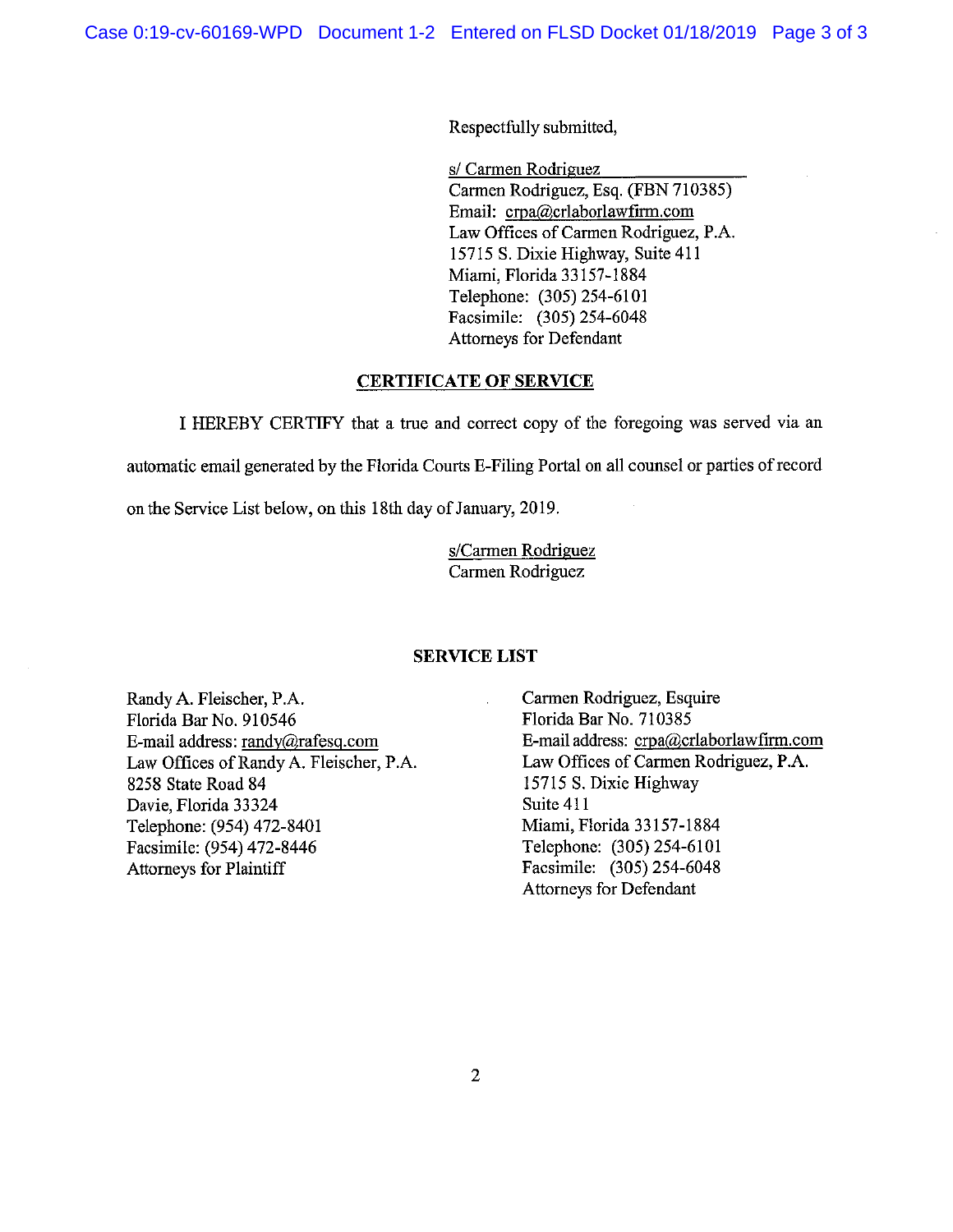Respectfully submitted,

s/ Carmen Rodriguez
Carmen Rodriguez, Esq. (FBN 710385)
Email: crpa@crlaborlawfirm.com
Law Offices of Carmen Rodriguez, P.A.
15715 S. Dixie Highway, Suite 411
Miami, Florida 33157-1884
Telephone: (305) 254-6101
Facsimile: (305) 254-6048
Attorneys for Defendant

## CERTIFICATE OF SERVICE

I HEREBY CERTIFY that a true and correct copy of the foregoing was served via an automatic email generated by the Florida Courts E-Filing Portal on all counsel or parties of record on the Service List below, on this 18th day of January, 2019.

s/Carmen Rodriguez
Carmen Rodriguez

## SERVICE LIST

Randy A. Fleischer, P.A.
Florida Bar No. 910546
E-mail address: randy@rafesq.com
Law Offices of Randy A. Fleischer, P.A.
8258 State Road 84
Davie, Florida 33324
Telephone: (954) 472-8401
Facsimile: (954) 472-8446
Attorneys for Plaintiff

Carmen Rodriguez, Esquire
Florida Bar No. 710385
E-mail address: crpa@crlaborlawfirm.com
Law Offices of Carmen Rodriguez, P.A.
15715 S. Dixie Highway
Suite 411
Miami, Florida 33157-1884
Telephone: (305) 254-6101
Facsimile: (305) 254-6048
Attorneys for Defendant